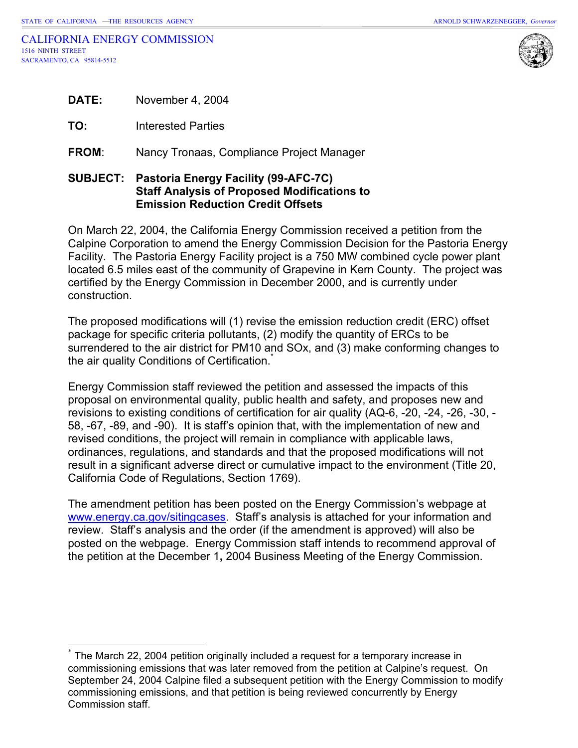STATE OF CALIFORNIA —THE RESOURCES AGENCY ARNOLD SCHWARZENEGGER, *Governor*

CALIFORNIA ENERGY COMMISSION
1516 NINTH STREET
SACRAMENTO, CA 95814-5512

**DATE:** November 4, 2004

**TO:** Interested Parties

**FROM**: Nancy Tronaas, Compliance Project Manager

**SUBJECT: Pastoria Energy Facility (99-AFC-7C)**
**Staff Analysis of Proposed Modifications to**
**Emission Reduction Credit Offsets**

On March 22, 2004, the California Energy Commission received a petition from the Calpine Corporation to amend the Energy Commission Decision for the Pastoria Energy Facility. The Pastoria Energy Facility project is a 750 MW combined cycle power plant located 6.5 miles east of the community of Grapevine in Kern County. The project was certified by the Energy Commission in December 2000, and is currently under construction.

The proposed modifications will (1) revise the emission reduction credit (ERC) offset package for specific criteria pollutants, (2) modify the quantity of ERCs to be surrendered to the air district for PM10 and SOx, and (3) make conforming changes to the air quality Conditions of Certification.*

Energy Commission staff reviewed the petition and assessed the impacts of this proposal on environmental quality, public health and safety, and proposes new and revisions to existing conditions of certification for air quality (AQ-6, -20, -24, -26, -30, -58, -67, -89, and -90). It is staff's opinion that, with the implementation of new and revised conditions, the project will remain in compliance with applicable laws, ordinances, regulations, and standards and that the proposed modifications will not result in a significant adverse direct or cumulative impact to the environment (Title 20, California Code of Regulations, Section 1769).

The amendment petition has been posted on the Energy Commission's webpage at www.energy.ca.gov/sitingcases. Staff's analysis is attached for your information and review. Staff's analysis and the order (if the amendment is approved) will also be posted on the webpage. Energy Commission staff intends to recommend approval of the petition at the December 1**,** 2004 Business Meeting of the Energy Commission.

* The March 22, 2004 petition originally included a request for a temporary increase in commissioning emissions that was later removed from the petition at Calpine's request. On September 24, 2004 Calpine filed a subsequent petition with the Energy Commission to modify commissioning emissions, and that petition is being reviewed concurrently by Energy Commission staff.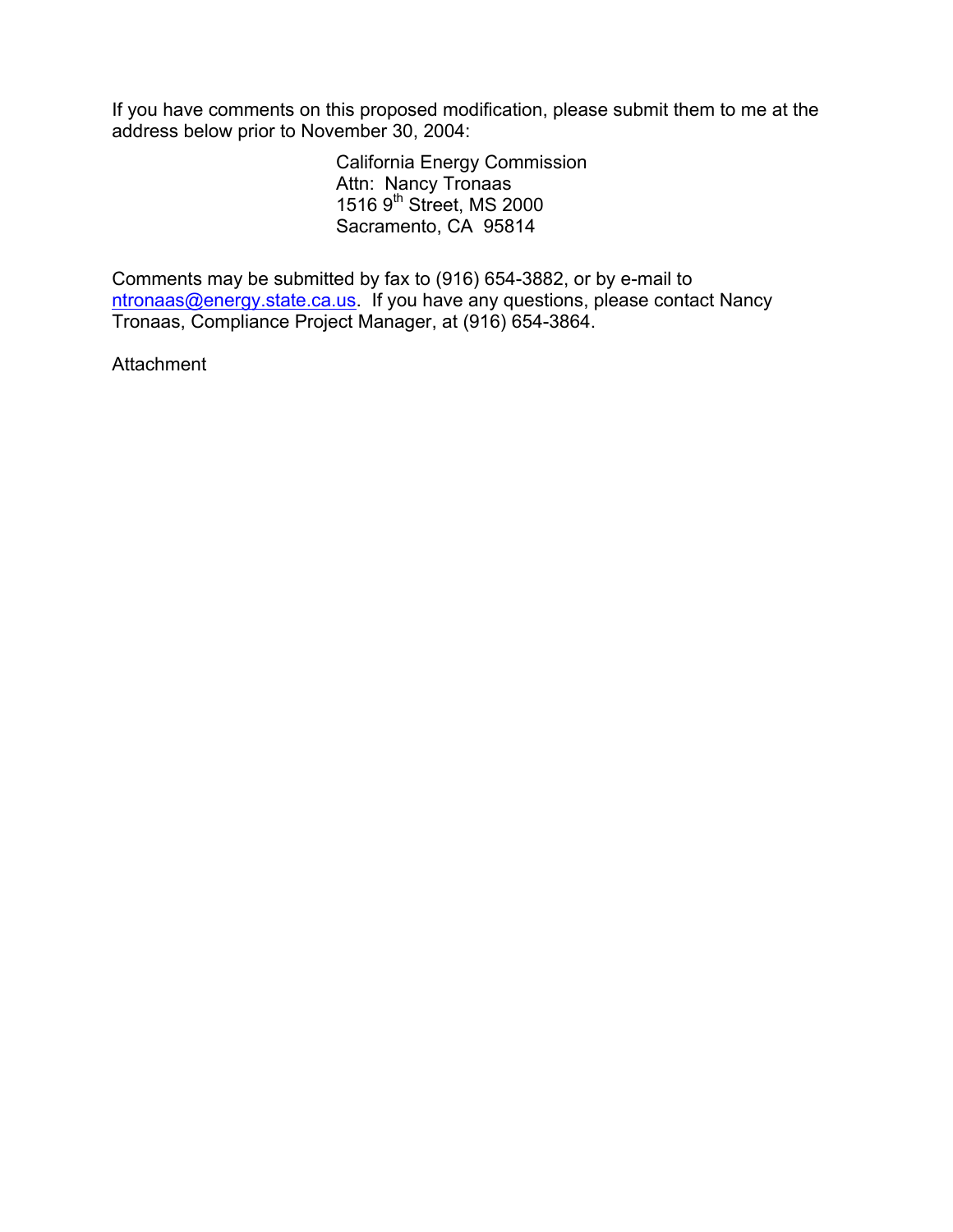If you have comments on this proposed modification, please submit them to me at the address below prior to November 30, 2004:

California Energy Commission
Attn: Nancy Tronaas
1516 9th Street, MS 2000
Sacramento, CA 95814

Comments may be submitted by fax to (916) 654-3882, or by e-mail to ntronaas@energy.state.ca.us. If you have any questions, please contact Nancy Tronaas, Compliance Project Manager, at (916) 654-3864.

Attachment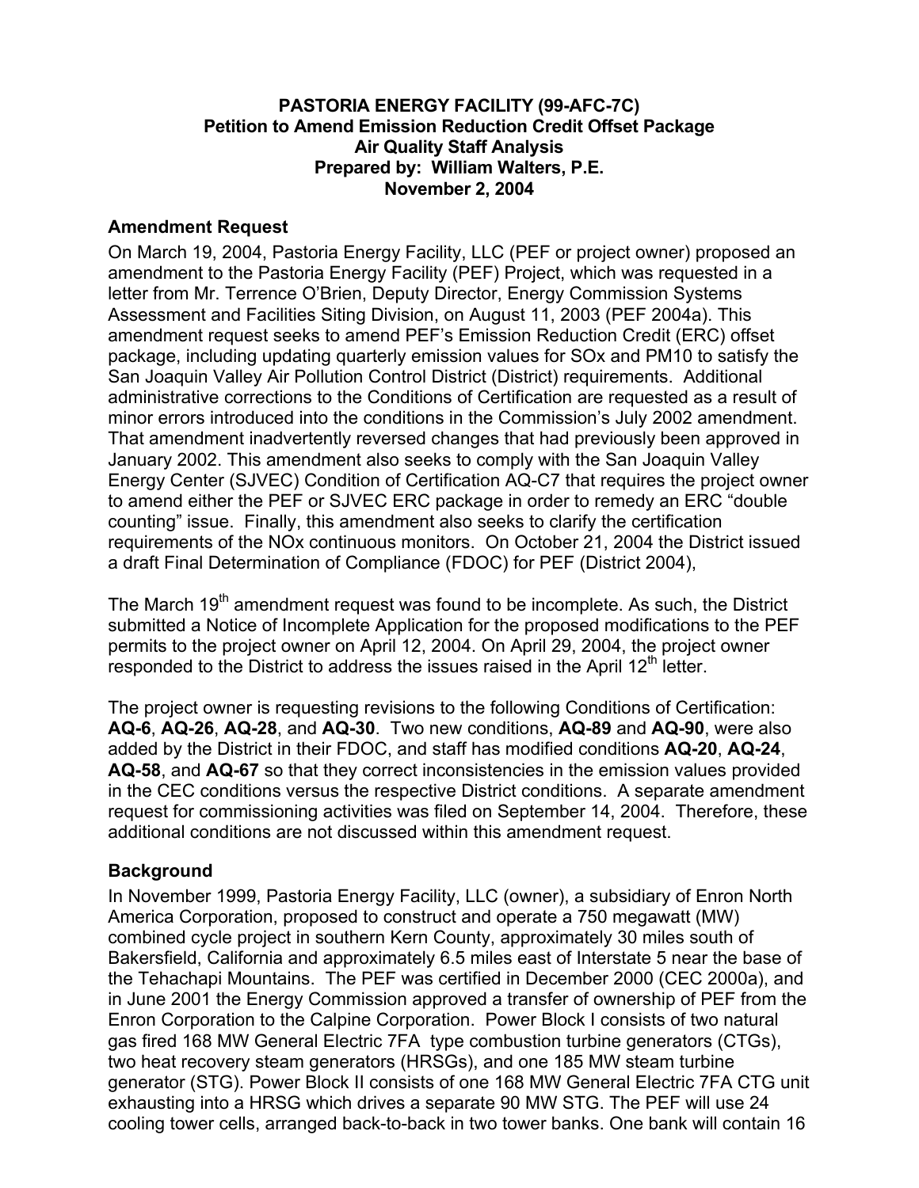**PASTORIA ENERGY FACILITY (99-AFC-7C)**
**Petition to Amend Emission Reduction Credit Offset Package**
**Air Quality Staff Analysis**
**Prepared by: William Walters, P.E.**
**November 2, 2004**

## Amendment Request

On March 19, 2004, Pastoria Energy Facility, LLC (PEF or project owner) proposed an amendment to the Pastoria Energy Facility (PEF) Project, which was requested in a letter from Mr. Terrence O'Brien, Deputy Director, Energy Commission Systems Assessment and Facilities Siting Division, on August 11, 2003 (PEF 2004a). This amendment request seeks to amend PEF's Emission Reduction Credit (ERC) offset package, including updating quarterly emission values for SOx and PM10 to satisfy the San Joaquin Valley Air Pollution Control District (District) requirements. Additional administrative corrections to the Conditions of Certification are requested as a result of minor errors introduced into the conditions in the Commission's July 2002 amendment. That amendment inadvertently reversed changes that had previously been approved in January 2002. This amendment also seeks to comply with the San Joaquin Valley Energy Center (SJVEC) Condition of Certification AQ-C7 that requires the project owner to amend either the PEF or SJVEC ERC package in order to remedy an ERC "double counting" issue. Finally, this amendment also seeks to clarify the certification requirements of the NOx continuous monitors. On October 21, 2004 the District issued a draft Final Determination of Compliance (FDOC) for PEF (District 2004),

The March 19th amendment request was found to be incomplete. As such, the District submitted a Notice of Incomplete Application for the proposed modifications to the PEF permits to the project owner on April 12, 2004. On April 29, 2004, the project owner responded to the District to address the issues raised in the April 12th letter.

The project owner is requesting revisions to the following Conditions of Certification: **AQ-6**, **AQ-26**, **AQ-28**, and **AQ-30**. Two new conditions, **AQ-89** and **AQ-90**, were also added by the District in their FDOC, and staff has modified conditions **AQ-20**, **AQ-24**, **AQ-58**, and **AQ-67** so that they correct inconsistencies in the emission values provided in the CEC conditions versus the respective District conditions. A separate amendment request for commissioning activities was filed on September 14, 2004. Therefore, these additional conditions are not discussed within this amendment request.

## Background

In November 1999, Pastoria Energy Facility, LLC (owner), a subsidiary of Enron North America Corporation, proposed to construct and operate a 750 megawatt (MW) combined cycle project in southern Kern County, approximately 30 miles south of Bakersfield, California and approximately 6.5 miles east of Interstate 5 near the base of the Tehachapi Mountains. The PEF was certified in December 2000 (CEC 2000a), and in June 2001 the Energy Commission approved a transfer of ownership of PEF from the Enron Corporation to the Calpine Corporation. Power Block I consists of two natural gas fired 168 MW General Electric 7FA type combustion turbine generators (CTGs), two heat recovery steam generators (HRSGs), and one 185 MW steam turbine generator (STG). Power Block II consists of one 168 MW General Electric 7FA CTG unit exhausting into a HRSG which drives a separate 90 MW STG. The PEF will use 24 cooling tower cells, arranged back-to-back in two tower banks. One bank will contain 16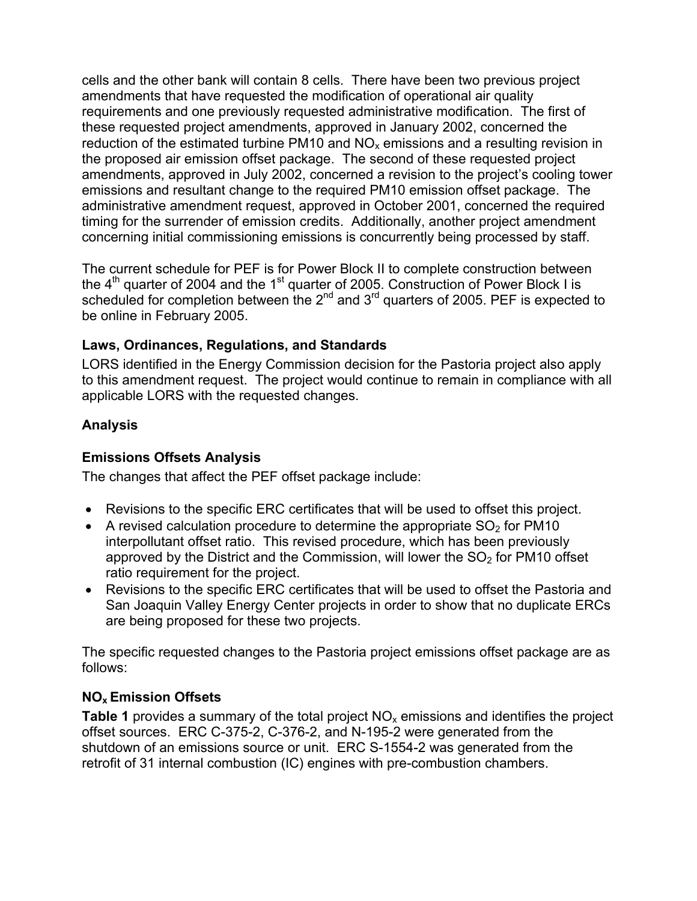cells and the other bank will contain 8 cells. There have been two previous project amendments that have requested the modification of operational air quality requirements and one previously requested administrative modification. The first of these requested project amendments, approved in January 2002, concerned the reduction of the estimated turbine PM10 and $NO_x$ emissions and a resulting revision in the proposed air emission offset package. The second of these requested project amendments, approved in July 2002, concerned a revision to the project's cooling tower emissions and resultant change to the required PM10 emission offset package. The administrative amendment request, approved in October 2001, concerned the required timing for the surrender of emission credits. Additionally, another project amendment concerning initial commissioning emissions is concurrently being processed by staff.

The current schedule for PEF is for Power Block II to complete construction between the 4th quarter of 2004 and the 1st quarter of 2005. Construction of Power Block I is scheduled for completion between the 2nd and 3rd quarters of 2005. PEF is expected to be online in February 2005.

### Laws, Ordinances, Regulations, and Standards

LORS identified in the Energy Commission decision for the Pastoria project also apply to this amendment request. The project would continue to remain in compliance with all applicable LORS with the requested changes.

### Analysis

### Emissions Offsets Analysis

The changes that affect the PEF offset package include:

- Revisions to the specific ERC certificates that will be used to offset this project.
- A revised calculation procedure to determine the appropriate $SO_2$ for PM10 interpollutant offset ratio. This revised procedure, which has been previously approved by the District and the Commission, will lower the $SO_2$ for PM10 offset ratio requirement for the project.
- Revisions to the specific ERC certificates that will be used to offset the Pastoria and San Joaquin Valley Energy Center projects in order to show that no duplicate ERCs are being proposed for these two projects.

The specific requested changes to the Pastoria project emissions offset package are as follows:

### $NO_x$ Emission Offsets

**Table 1** provides a summary of the total project $NO_x$ emissions and identifies the project offset sources. ERC C-375-2, C-376-2, and N-195-2 were generated from the shutdown of an emissions source or unit. ERC S-1554-2 was generated from the retrofit of 31 internal combustion (IC) engines with pre-combustion chambers.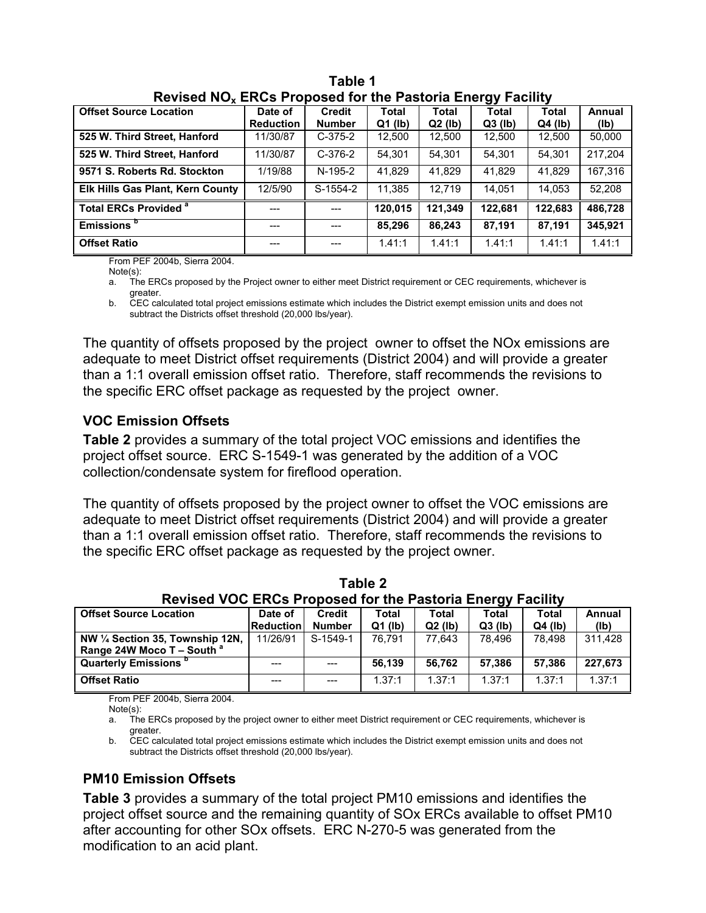**Table 1**
**Revised $NO_x$ ERCs Proposed for the Pastoria Energy Facility**

| Offset Source Location | Date of Reduction | Credit Number | Total Q1 (lb) | Total Q2 (lb) | Total Q3 (lb) | Total Q4 (lb) | Annual (lb) |
|---|---|---|---|---|---|---|---|
| **525 W. Third Street, Hanford** | 11/30/87 | C-375-2 | 12,500 | 12,500 | 12,500 | 12,500 | 50,000 |
| **525 W. Third Street, Hanford** | 11/30/87 | C-376-2 | 54,301 | 54,301 | 54,301 | 54,301 | 217,204 |
| **9571 S. Roberts Rd. Stockton** | 1/19/88 | N-195-2 | 41,829 | 41,829 | 41,829 | 41,829 | 167,316 |
| **Elk Hills Gas Plant, Kern County** | 12/5/90 | S-1554-2 | 11,385 | 12,719 | 14,051 | 14,053 | 52,208 |
| **Total ERCs Provided** [a] | --- | --- | **120,015** | **121,349** | **122,681** | **122,683** | **486,728** |
| **Emissions** [b] | --- | --- | **85,296** | **86,243** | **87,191** | **87,191** | **345,921** |
| **Offset Ratio** | --- | --- | 1.41:1 | 1.41:1 | 1.41:1 | 1.41:1 | 1.41:1 |

From PEF 2004b, Sierra 2004.
Note(s):
a. The ERCs proposed by the Project owner to either meet District requirement or CEC requirements, whichever is greater.
b. CEC calculated total project emissions estimate which includes the District exempt emission units and does not subtract the Districts offset threshold (20,000 lbs/year).

The quantity of offsets proposed by the project owner to offset the NOx emissions are adequate to meet District offset requirements (District 2004) and will provide a greater than a 1:1 overall emission offset ratio. Therefore, staff recommends the revisions to the specific ERC offset package as requested by the project owner.

### VOC Emission Offsets

**Table 2** provides a summary of the total project VOC emissions and identifies the project offset source. ERC S-1549-1 was generated by the addition of a VOC collection/condensate system for fireflood operation.

The quantity of offsets proposed by the project owner to offset the VOC emissions are adequate to meet District offset requirements (District 2004) and will provide a greater than a 1:1 overall emission offset ratio. Therefore, staff recommends the revisions to the specific ERC offset package as requested by the project owner.

**Table 2**
**Revised VOC ERCs Proposed for the Pastoria Energy Facility**

| Offset Source Location | Date of Reduction | Credit Number | Total Q1 (lb) | Total Q2 (lb) | Total Q3 (lb) | Total Q4 (lb) | Annual (lb) |
|---|---|---|---|---|---|---|---|
| **NW ¼ Section 35, Township 12N, Range 24W Moco T – South** [a] | 11/26/91 | S-1549-1 | 76,791 | 77,643 | 78,496 | 78,498 | 311,428 |
| **Quarterly Emissions** [b] | --- | --- | **56,139** | **56,762** | **57,386** | **57,386** | **227,673** |
| **Offset Ratio** | --- | --- | 1.37:1 | 1.37:1 | 1.37:1 | 1.37:1 | 1.37:1 |

From PEF 2004b, Sierra 2004.
Note(s):
a. The ERCs proposed by the project owner to either meet District requirement or CEC requirements, whichever is greater.
b. CEC calculated total project emissions estimate which includes the District exempt emission units and does not subtract the Districts offset threshold (20,000 lbs/year).

### PM10 Emission Offsets

**Table 3** provides a summary of the total project PM10 emissions and identifies the project offset source and the remaining quantity of SOx ERCs available to offset PM10 after accounting for other SOx offsets. ERC N-270-5 was generated from the modification to an acid plant.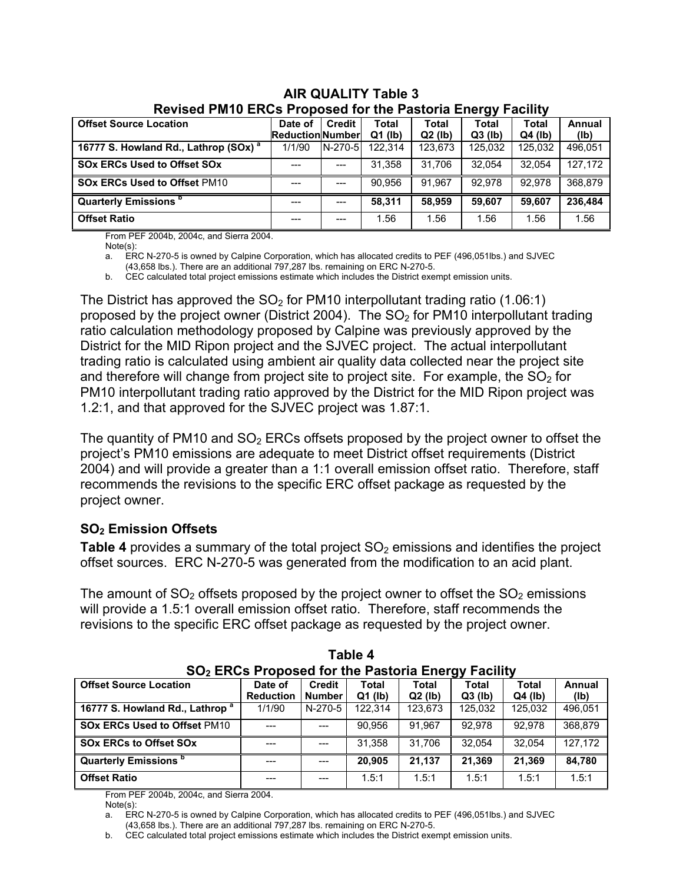**AIR QUALITY Table 3**
**Revised PM10 ERCs Proposed for the Pastoria Energy Facility**

| Offset Source Location | Date of Reduction | Credit Number | Total Q1 (lb) | Total Q2 (lb) | Total Q3 (lb) | Total Q4 (lb) | Annual (lb) |
|---|---|---|---|---|---|---|---|
| **16777 S. Howland Rd., Lathrop (SOx) [a]** | 1/1/90 | N-270-5 | 122,314 | 123,673 | 125,032 | 125,032 | 496,051 |
| **SOx ERCs Used to Offset SOx** | --- | --- | 31,358 | 31,706 | 32,054 | 32,054 | 127,172 |
| **SOx ERCs Used to Offset** PM10 | --- | --- | 90,956 | 91,967 | 92,978 | 92,978 | 368,879 |
| **Quarterly Emissions [b]** | --- | --- | **58,311** | **58,959** | **59,607** | **59,607** | **236,484** |
| **Offset Ratio** | --- | --- | 1.56 | 1.56 | 1.56 | 1.56 | 1.56 |

From PEF 2004b, 2004c, and Sierra 2004.
Note(s):
a. ERC N-270-5 is owned by Calpine Corporation, which has allocated credits to PEF (496,051lbs.) and SJVEC (43,658 lbs.). There are an additional 797,287 lbs. remaining on ERC N-270-5.
b. CEC calculated total project emissions estimate which includes the District exempt emission units.

The District has approved the $SO_2$ for PM10 interpollutant trading ratio (1.06:1) proposed by the project owner (District 2004). The $SO_2$ for PM10 interpollutant trading ratio calculation methodology proposed by Calpine was previously approved by the District for the MID Ripon project and the SJVEC project. The actual interpollutant trading ratio is calculated using ambient air quality data collected near the project site and therefore will change from project site to project site. For example, the $SO_2$ for PM10 interpollutant trading ratio approved by the District for the MID Ripon project was 1.2:1, and that approved for the SJVEC project was 1.87:1.

The quantity of PM10 and $SO_2$ ERCs offsets proposed by the project owner to offset the project's PM10 emissions are adequate to meet District offset requirements (District 2004) and will provide a greater than a 1:1 overall emission offset ratio. Therefore, staff recommends the revisions to the specific ERC offset package as requested by the project owner.

### $SO_2$ Emission Offsets

**Table 4** provides a summary of the total project $SO_2$ emissions and identifies the project offset sources. ERC N-270-5 was generated from the modification to an acid plant.

The amount of $SO_2$ offsets proposed by the project owner to offset the $SO_2$ emissions will provide a 1.5:1 overall emission offset ratio. Therefore, staff recommends the revisions to the specific ERC offset package as requested by the project owner.

**Table 4**
**$SO_2$ ERCs Proposed for the Pastoria Energy Facility**

| Offset Source Location | Date of Reduction | Credit Number | Total Q1 (lb) | Total Q2 (lb) | Total Q3 (lb) | Total Q4 (lb) | Annual (lb) |
|---|---|---|---|---|---|---|---|
| **16777 S. Howland Rd., Lathrop [a]** | 1/1/90 | N-270-5 | 122,314 | 123,673 | 125,032 | 125,032 | 496,051 |
| **SOx ERCs Used to Offset** PM10 | --- | --- | 90,956 | 91,967 | 92,978 | 92,978 | 368,879 |
| **SOx ERCs to Offset SOx** | --- | --- | 31,358 | 31,706 | 32,054 | 32,054 | 127,172 |
| **Quarterly Emissions [b]** | --- | --- | **20,905** | **21,137** | **21,369** | **21,369** | **84,780** |
| **Offset Ratio** | --- | --- | 1.5:1 | 1.5:1 | 1.5:1 | 1.5:1 | 1.5:1 |

From PEF 2004b, 2004c, and Sierra 2004.
Note(s):
a. ERC N-270-5 is owned by Calpine Corporation, which has allocated credits to PEF (496,051lbs.) and SJVEC (43,658 lbs.). There are an additional 797,287 lbs. remaining on ERC N-270-5.
b. CEC calculated total project emissions estimate which includes the District exempt emission units.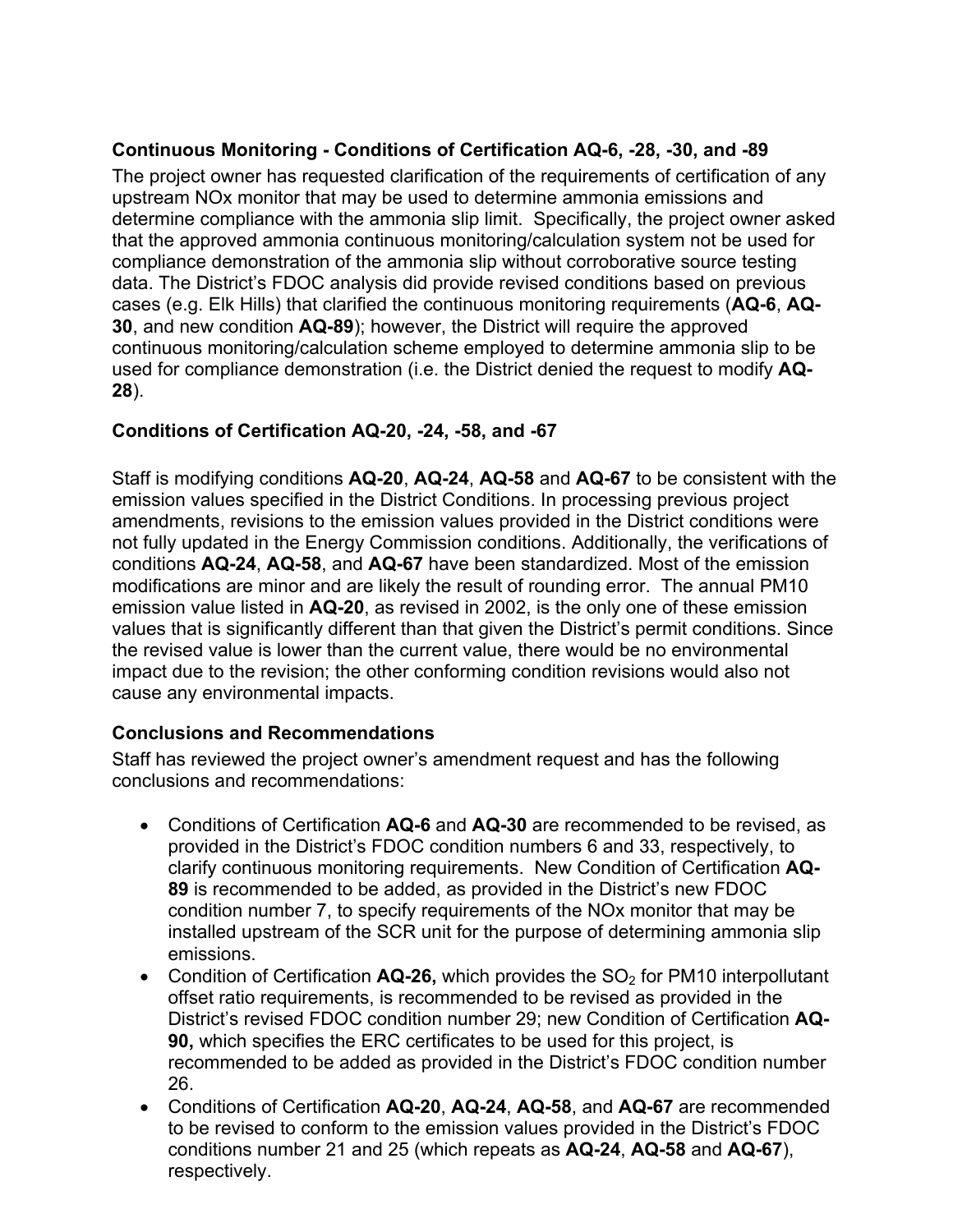### Continuous Monitoring - Conditions of Certification AQ-6, -28, -30, and -89

The project owner has requested clarification of the requirements of certification of any upstream NOx monitor that may be used to determine ammonia emissions and determine compliance with the ammonia slip limit. Specifically, the project owner asked that the approved ammonia continuous monitoring/calculation system not be used for compliance demonstration of the ammonia slip without corroborative source testing data. The District's FDOC analysis did provide revised conditions based on previous cases (e.g. Elk Hills) that clarified the continuous monitoring requirements (**AQ-6**, **AQ-30**, and new condition **AQ-89**); however, the District will require the approved continuous monitoring/calculation scheme employed to determine ammonia slip to be used for compliance demonstration (i.e. the District denied the request to modify **AQ-28**).

### Conditions of Certification AQ-20, -24, -58, and -67

Staff is modifying conditions **AQ-20**, **AQ-24**, **AQ-58** and **AQ-67** to be consistent with the emission values specified in the District Conditions. In processing previous project amendments, revisions to the emission values provided in the District conditions were not fully updated in the Energy Commission conditions. Additionally, the verifications of conditions **AQ-24**, **AQ-58**, and **AQ-67** have been standardized. Most of the emission modifications are minor and are likely the result of rounding error. The annual PM10 emission value listed in **AQ-20**, as revised in 2002, is the only one of these emission values that is significantly different than that given the District's permit conditions. Since the revised value is lower than the current value, there would be no environmental impact due to the revision; the other conforming condition revisions would also not cause any environmental impacts.

### Conclusions and Recommendations

Staff has reviewed the project owner's amendment request and has the following conclusions and recommendations:

- Conditions of Certification **AQ-6** and **AQ-30** are recommended to be revised, as provided in the District's FDOC condition numbers 6 and 33, respectively, to clarify continuous monitoring requirements. New Condition of Certification **AQ-89** is recommended to be added, as provided in the District's new FDOC condition number 7, to specify requirements of the NOx monitor that may be installed upstream of the SCR unit for the purpose of determining ammonia slip emissions.
- Condition of Certification **AQ-26,** which provides the $SO_2$ for PM10 interpollutant offset ratio requirements, is recommended to be revised as provided in the District's revised FDOC condition number 29; new Condition of Certification **AQ-90,** which specifies the ERC certificates to be used for this project, is recommended to be added as provided in the District's FDOC condition number 26.
- Conditions of Certification **AQ-20**, **AQ-24**, **AQ-58**, and **AQ-67** are recommended to be revised to conform to the emission values provided in the District's FDOC conditions number 21 and 25 (which repeats as **AQ-24**, **AQ-58** and **AQ-67**), respectively.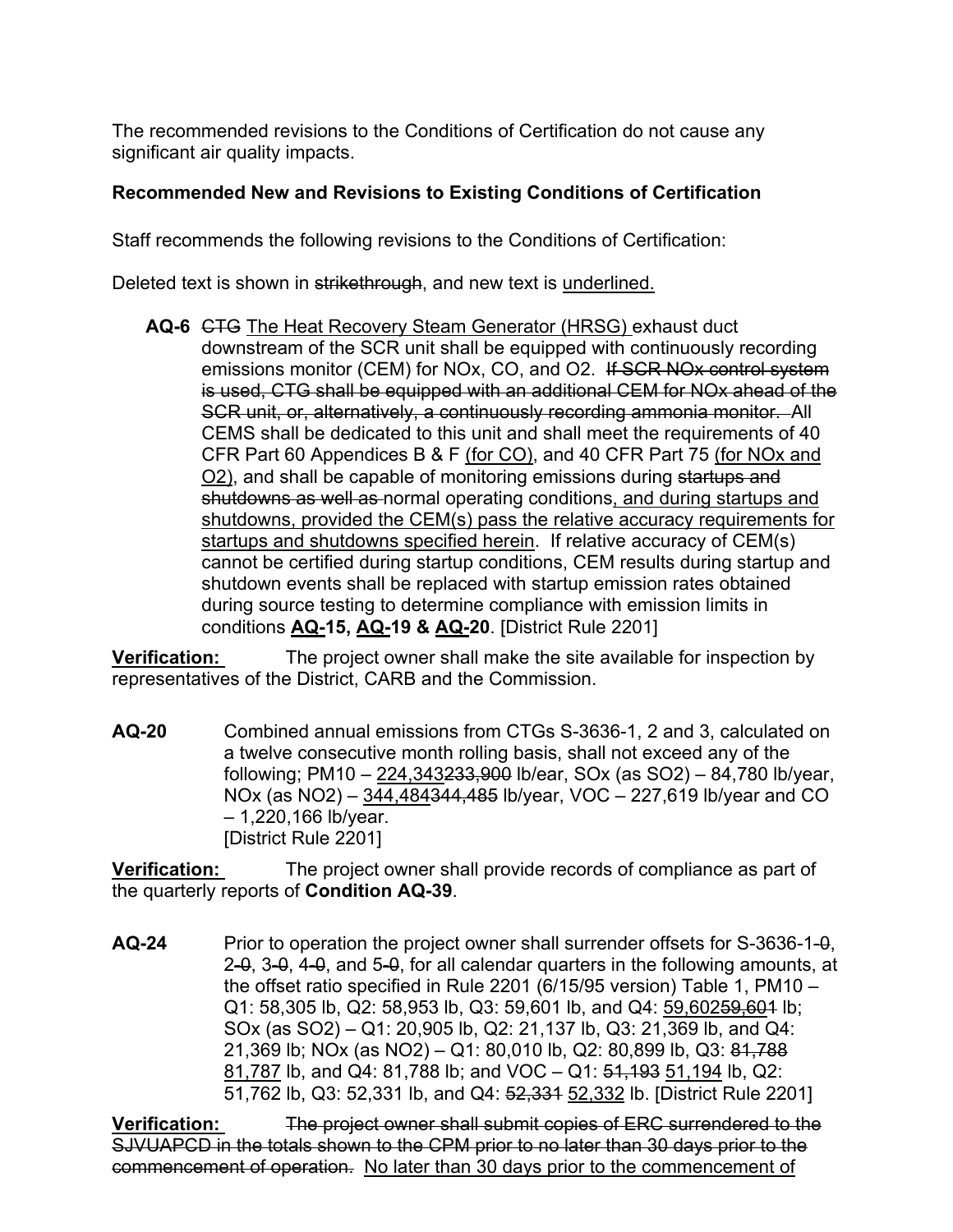The recommended revisions to the Conditions of Certification do not cause any significant air quality impacts.

**Recommended New and Revisions to Existing Conditions of Certification**

Staff recommends the following revisions to the Conditions of Certification:

Deleted text is shown in ~~strikethrough~~, and new text is <u>underlined.</u>

**AQ-6** ~~CTG~~ <u>The Heat Recovery Steam Generator (HRSG)</u> exhaust duct downstream of the SCR unit shall be equipped with continuously recording emissions monitor (CEM) for NOx, CO, and O2. ~~If SCR NOx control system is used, CTG shall be equipped with an additional CEM for NOx ahead of the SCR unit, or, alternatively, a continuously recording ammonia monitor.~~ All CEMS shall be dedicated to this unit and shall meet the requirements of 40 CFR Part 60 Appendices B & F <u>(for CO)</u>, and 40 CFR Part 75 <u>(for NOx and O2)</u>, and shall be capable of monitoring emissions during ~~startups and shutdowns as well as~~ normal operating conditions<u>, and during startups and shutdowns, provided the CEM(s) pass the relative accuracy requirements for startups and shutdowns specified herein</u>. If relative accuracy of CEM(s) cannot be certified during startup conditions, CEM results during startup and shutdown events shall be replaced with startup emission rates obtained during source testing to determine compliance with emission limits in conditions **AQ-15, AQ-19 & AQ-20**. [District Rule 2201]

**<u>Verification:</u>** The project owner shall make the site available for inspection by representatives of the District, CARB and the Commission.

**AQ-20** Combined annual emissions from CTGs S-3636-1, 2 and 3, calculated on a twelve consecutive month rolling basis, shall not exceed any of the following; PM10 – <u>224,343</u>~~233,900~~ lb/ear, SOx (as SO2) – 84,780 lb/year, NOx (as NO2) – <u>344,484</u>~~344,485~~ lb/year, VOC – 227,619 lb/year and CO – 1,220,166 lb/year.
[District Rule 2201]

**<u>Verification:</u>** The project owner shall provide records of compliance as part of the quarterly reports of **Condition AQ-39**.

**AQ-24** Prior to operation the project owner shall surrender offsets for S-3636-1~~-0~~, 2~~-0~~, 3~~-0~~, 4~~-0~~, and 5~~-0~~, for all calendar quarters in the following amounts, at the offset ratio specified in Rule 2201 (6/15/95 version) Table 1, PM10 – Q1: 58,305 lb, Q2: 58,953 lb, Q3: 59,601 lb, and Q4: <u>59,602</u>~~59,601~~ lb; SOx (as SO2) – Q1: 20,905 lb, Q2: 21,137 lb, Q3: 21,369 lb, and Q4: 21,369 lb; NOx (as NO2) – Q1: 80,010 lb, Q2: 80,899 lb, Q3: ~~81,788~~ <u>81,787</u> lb, and Q4: 81,788 lb; and VOC – Q1: ~~51,193~~ <u>51,194</u> lb, Q2: 51,762 lb, Q3: 52,331 lb, and Q4: ~~52,331~~ <u>52,332</u> lb. [District Rule 2201]

**<u>Verification:</u>** ~~The project owner shall submit copies of ERC surrendered to the SJVUAPCD in the totals shown to the CPM prior to no later than 30 days prior to the commencement of operation.~~ <u>No later than 30 days prior to the commencement of</u>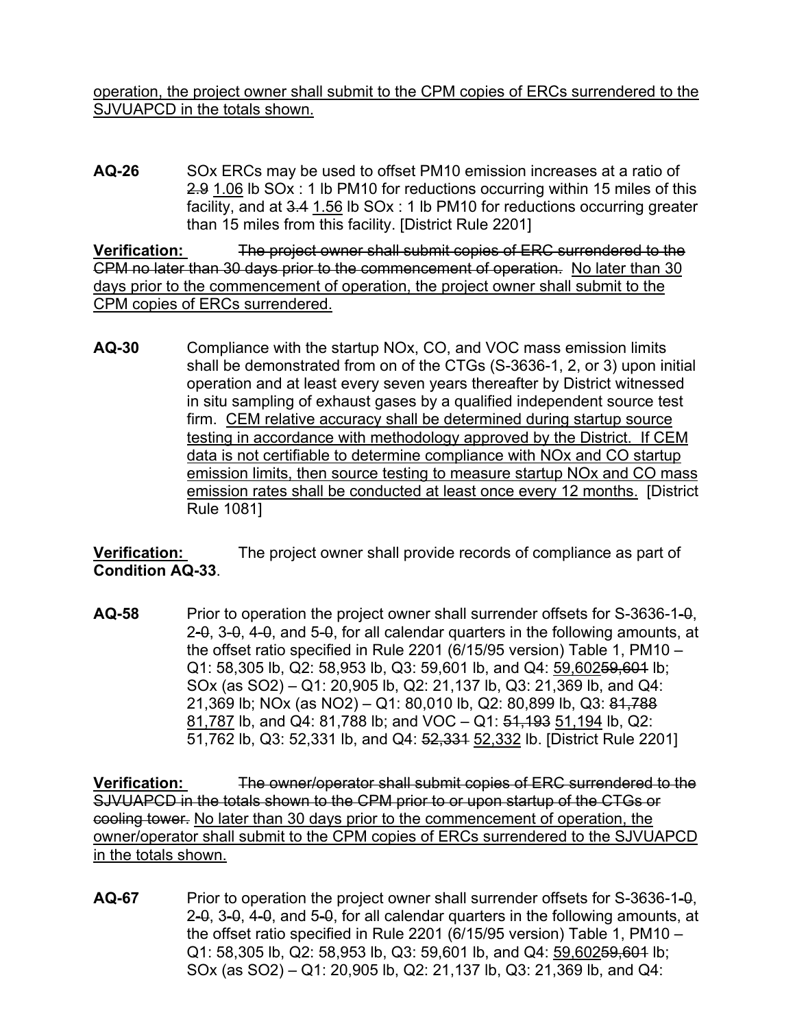operation, the project owner shall submit to the CPM copies of ERCs surrendered to the SJVUAPCD in the totals shown.

**AQ-26** SOx ERCs may be used to offset PM10 emission increases at a ratio of ~~2.9~~ 1.06 lb SOx : 1 lb PM10 for reductions occurring within 15 miles of this facility, and at ~~3.4~~ 1.56 lb SOx : 1 lb PM10 for reductions occurring greater than 15 miles from this facility. [District Rule 2201]

**Verification:** ~~The project owner shall submit copies of ERC surrendered to the CPM no later than 30 days prior to the commencement of operation.~~ No later than 30 days prior to the commencement of operation, the project owner shall submit to the CPM copies of ERCs surrendered.

**AQ-30** Compliance with the startup NOx, CO, and VOC mass emission limits shall be demonstrated from on of the CTGs (S-3636-1, 2, or 3) upon initial operation and at least every seven years thereafter by District witnessed in situ sampling of exhaust gases by a qualified independent source test firm. CEM relative accuracy shall be determined during startup source testing in accordance with methodology approved by the District. If CEM data is not certifiable to determine compliance with NOx and CO startup emission limits, then source testing to measure startup NOx and CO mass emission rates shall be conducted at least once every 12 months. [District Rule 1081]

**Verification:** The project owner shall provide records of compliance as part of **Condition AQ-33**.

**AQ-58** Prior to operation the project owner shall surrender offsets for S-3636-1~~-0~~, 2~~-0~~, 3~~-0~~, 4~~-0~~, and 5~~-0~~, for all calendar quarters in the following amounts, at the offset ratio specified in Rule 2201 (6/15/95 version) Table 1, PM10 – Q1: 58,305 lb, Q2: 58,953 lb, Q3: 59,601 lb, and Q4: 59,602~~59,601~~ lb; SOx (as SO2) – Q1: 20,905 lb, Q2: 21,137 lb, Q3: 21,369 lb, and Q4: 21,369 lb; NOx (as NO2) – Q1: 80,010 lb, Q2: 80,899 lb, Q3: ~~81,788~~ 81,787 lb, and Q4: 81,788 lb; and VOC – Q1: ~~51,193~~ 51,194 lb, Q2: 51,762 lb, Q3: 52,331 lb, and Q4: ~~52,331~~ 52,332 lb. [District Rule 2201]

**Verification:** ~~The owner/operator shall submit copies of ERC surrendered to the SJVUAPCD in the totals shown to the CPM prior to or upon startup of the CTGs or cooling tower.~~ No later than 30 days prior to the commencement of operation, the owner/operator shall submit to the CPM copies of ERCs surrendered to the SJVUAPCD in the totals shown.

**AQ-67** Prior to operation the project owner shall surrender offsets for S-3636-1~~-0~~, 2~~-0~~, 3~~-0~~, 4~~-0~~, and 5~~-0~~, for all calendar quarters in the following amounts, at the offset ratio specified in Rule 2201 (6/15/95 version) Table 1, PM10 – Q1: 58,305 lb, Q2: 58,953 lb, Q3: 59,601 lb, and Q4: 59,602~~59,601~~ lb; SOx (as SO2) – Q1: 20,905 lb, Q2: 21,137 lb, Q3: 21,369 lb, and Q4: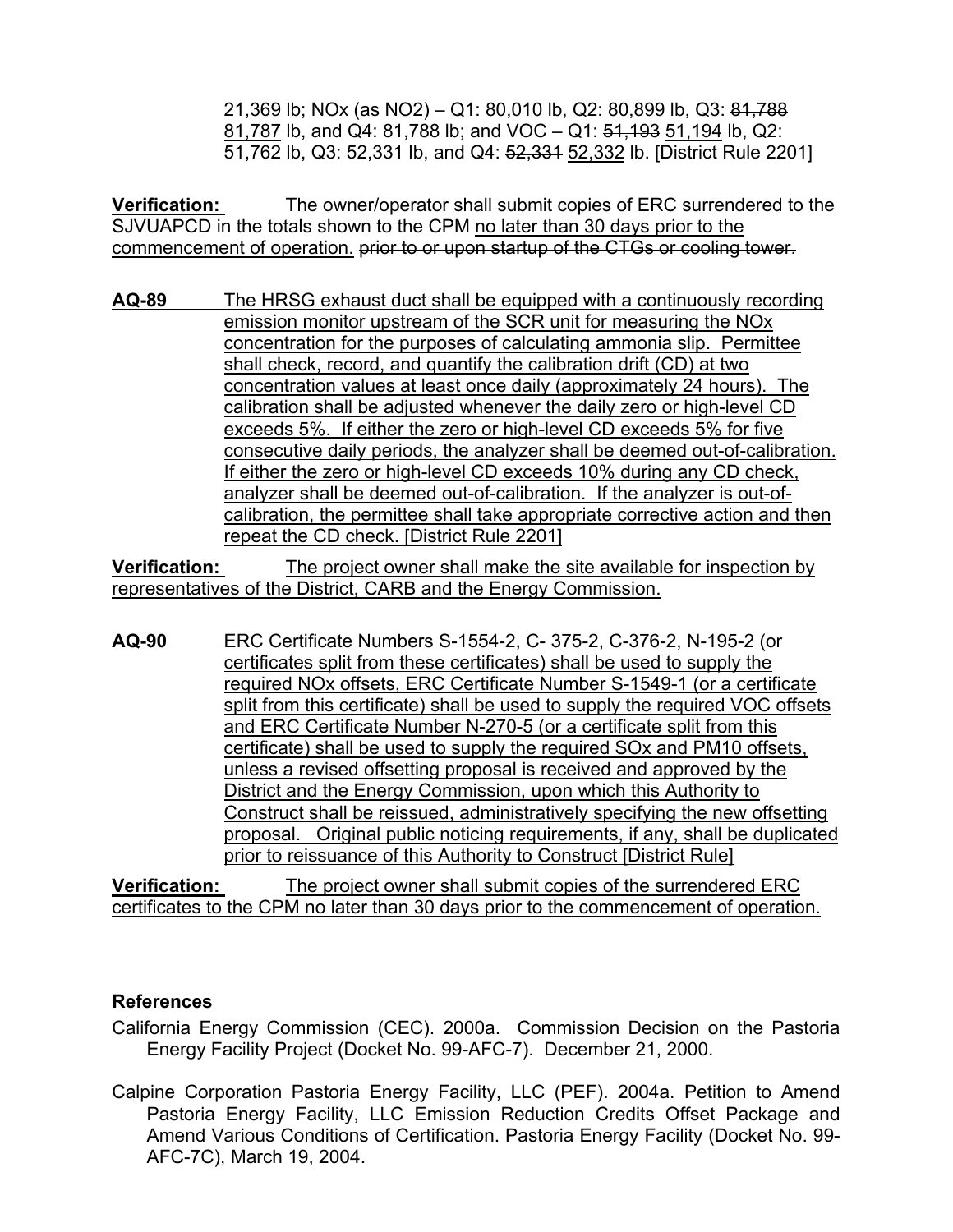21,369 lb; NOx (as NO2) – Q1: 80,010 lb, Q2: 80,899 lb, Q3: ~~81,788~~ <u>81,787</u> lb, and Q4: 81,788 lb; and VOC – Q1: ~~51,193~~ <u>51,194</u> lb, Q2: 51,762 lb, Q3: 52,331 lb, and Q4: ~~52,331~~ <u>52,332</u> lb. [District Rule 2201]

**<u>Verification:</u>** The owner/operator shall submit copies of ERC surrendered to the SJVUAPCD in the totals shown to the CPM <u>no later than 30 days prior to the commencement of operation.</u> ~~prior to or upon startup of the CTGs or cooling tower.~~

**<u>AQ-89</u>** <u>The HRSG exhaust duct shall be equipped with a continuously recording emission monitor upstream of the SCR unit for measuring the NOx concentration for the purposes of calculating ammonia slip. Permittee shall check, record, and quantify the calibration drift (CD) at two concentration values at least once daily (approximately 24 hours). The calibration shall be adjusted whenever the daily zero or high-level CD exceeds 5%. If either the zero or high-level CD exceeds 5% for five consecutive daily periods, the analyzer shall be deemed out-of-calibration. If either the zero or high-level CD exceeds 10% during any CD check, analyzer shall be deemed out-of-calibration. If the analyzer is out-of-calibration, the permittee shall take appropriate corrective action and then repeat the CD check. [District Rule 2201]</u>

**<u>Verification:</u>** <u>The project owner shall make the site available for inspection by representatives of the District, CARB and the Energy Commission.</u>

**<u>AQ-90</u>** <u>ERC Certificate Numbers S-1554-2, C- 375-2, C-376-2, N-195-2 (or certificates split from these certificates) shall be used to supply the required NOx offsets, ERC Certificate Number S-1549-1 (or a certificate split from this certificate) shall be used to supply the required VOC offsets and ERC Certificate Number N-270-5 (or a certificate split from this certificate) shall be used to supply the required SOx and PM10 offsets, unless a revised offsetting proposal is received and approved by the District and the Energy Commission, upon which this Authority to Construct shall be reissued, administratively specifying the new offsetting proposal. Original public noticing requirements, if any, shall be duplicated prior to reissuance of this Authority to Construct [District Rule]</u>

**<u>Verification:</u>** <u>The project owner shall submit copies of the surrendered ERC certificates to the CPM no later than 30 days prior to the commencement of operation.</u>

## References

California Energy Commission (CEC). 2000a. Commission Decision on the Pastoria Energy Facility Project (Docket No. 99-AFC-7). December 21, 2000.

Calpine Corporation Pastoria Energy Facility, LLC (PEF). 2004a. Petition to Amend Pastoria Energy Facility, LLC Emission Reduction Credits Offset Package and Amend Various Conditions of Certification. Pastoria Energy Facility (Docket No. 99-AFC-7C), March 19, 2004.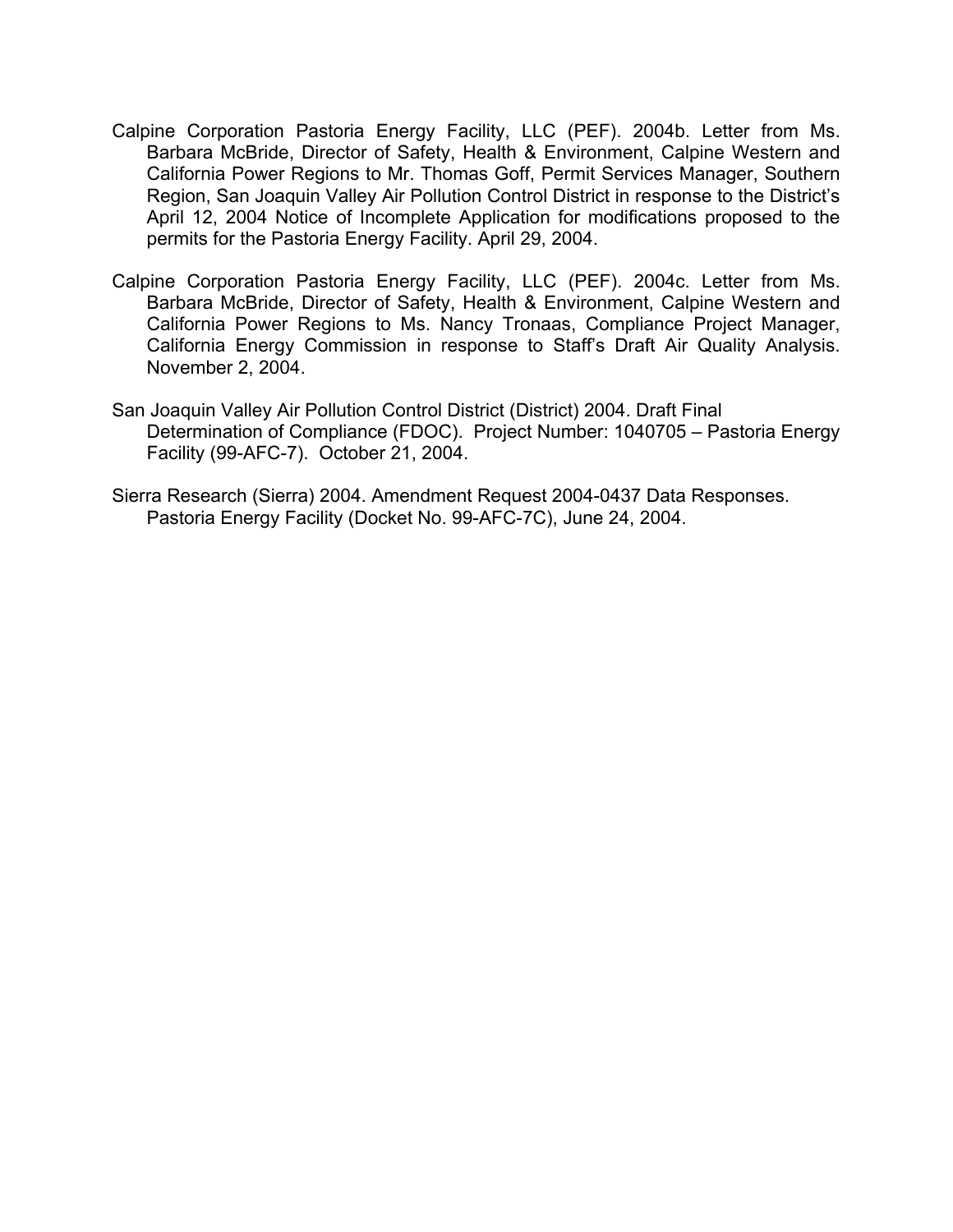Calpine Corporation Pastoria Energy Facility, LLC (PEF). 2004b. Letter from Ms. Barbara McBride, Director of Safety, Health & Environment, Calpine Western and California Power Regions to Mr. Thomas Goff, Permit Services Manager, Southern Region, San Joaquin Valley Air Pollution Control District in response to the District's April 12, 2004 Notice of Incomplete Application for modifications proposed to the permits for the Pastoria Energy Facility. April 29, 2004.

Calpine Corporation Pastoria Energy Facility, LLC (PEF). 2004c. Letter from Ms. Barbara McBride, Director of Safety, Health & Environment, Calpine Western and California Power Regions to Ms. Nancy Tronaas, Compliance Project Manager, California Energy Commission in response to Staff's Draft Air Quality Analysis. November 2, 2004.

San Joaquin Valley Air Pollution Control District (District) 2004. Draft Final Determination of Compliance (FDOC). Project Number: 1040705 – Pastoria Energy Facility (99-AFC-7). October 21, 2004.

Sierra Research (Sierra) 2004. Amendment Request 2004-0437 Data Responses. Pastoria Energy Facility (Docket No. 99-AFC-7C), June 24, 2004.